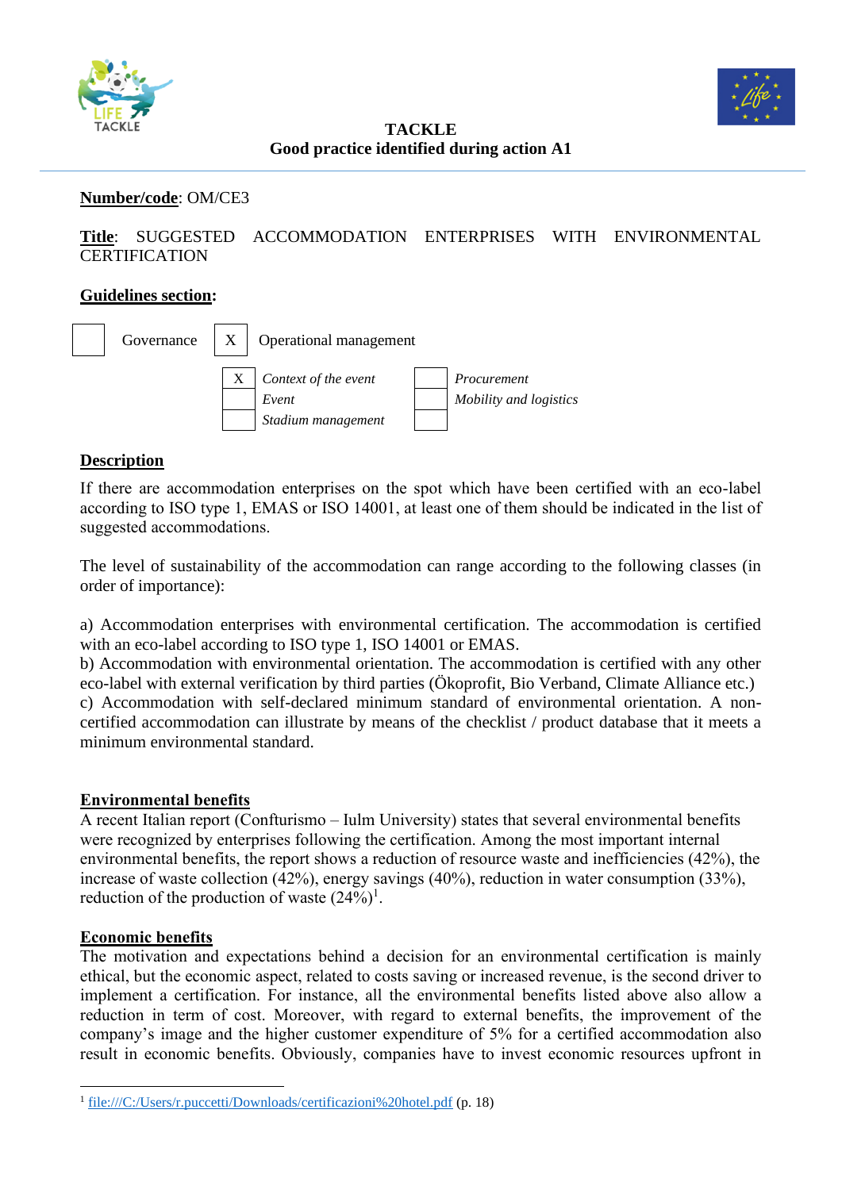**TACKLE**
**Good practice identified during action A1**

**Number/code**: OM/CE3

**Title**: SUGGESTED ACCOMMODATION ENTERPRISES WITH ENVIRONMENTAL CERTIFICATION

**Guidelines section:**

| | Governance | X | Operational management |
|---|---|---|---|

| | | | |
|---|---|---|---|
| X | *Context of the event* | | *Procurement* |
| | *Event* | | *Mobility and logistics* |
| | *Stadium management* | | |

## Description

If there are accommodation enterprises on the spot which have been certified with an eco-label according to ISO type 1, EMAS or ISO 14001, at least one of them should be indicated in the list of suggested accommodations.

The level of sustainability of the accommodation can range according to the following classes (in order of importance):

a) Accommodation enterprises with environmental certification. The accommodation is certified with an eco-label according to ISO type 1, ISO 14001 or EMAS.
b) Accommodation with environmental orientation. The accommodation is certified with any other eco-label with external verification by third parties (Ökoprofit, Bio Verband, Climate Alliance etc.)
c) Accommodation with self-declared minimum standard of environmental orientation. A non-certified accommodation can illustrate by means of the checklist / product database that it meets a minimum environmental standard.

## Environmental benefits

A recent Italian report (Confturismo – Iulm University) states that several environmental benefits were recognized by enterprises following the certification. Among the most important internal environmental benefits, the report shows a reduction of resource waste and inefficiencies (42%), the increase of waste collection (42%), energy savings (40%), reduction in water consumption (33%), reduction of the production of waste (24%)[1].

## Economic benefits

The motivation and expectations behind a decision for an environmental certification is mainly ethical, but the economic aspect, related to costs saving or increased revenue, is the second driver to implement a certification. For instance, all the environmental benefits listed above also allow a reduction in term of cost. Moreover, with regard to external benefits, the improvement of the company's image and the higher customer expenditure of 5% for a certified accommodation also result in economic benefits. Obviously, companies have to invest economic resources upfront in

[1] file:///C:/Users/r.puccetti/Downloads/certificazioni%20hotel.pdf (p. 18)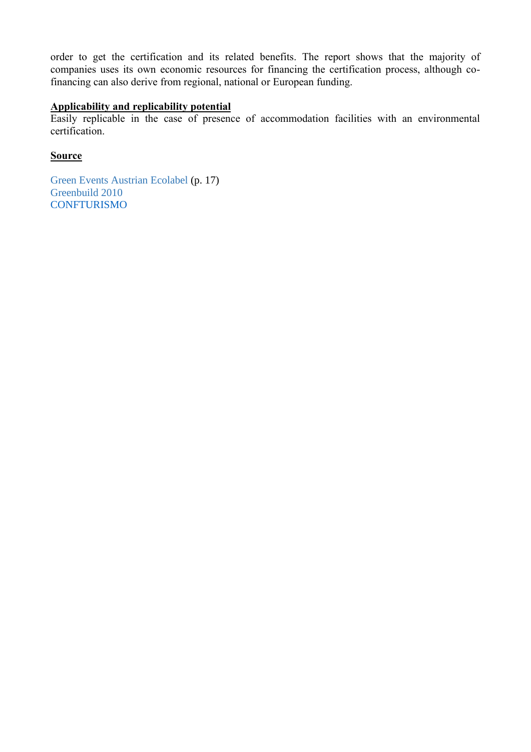order to get the certification and its related benefits. The report shows that the majority of companies uses its own economic resources for financing the certification process, although co-financing can also derive from regional, national or European funding.

**Applicability and replicability potential**

Easily replicable in the case of presence of accommodation facilities with an environmental certification.

**Source**

Green Events Austrian Ecolabel (p. 17)
Greenbuild 2010
CONFTURISMO